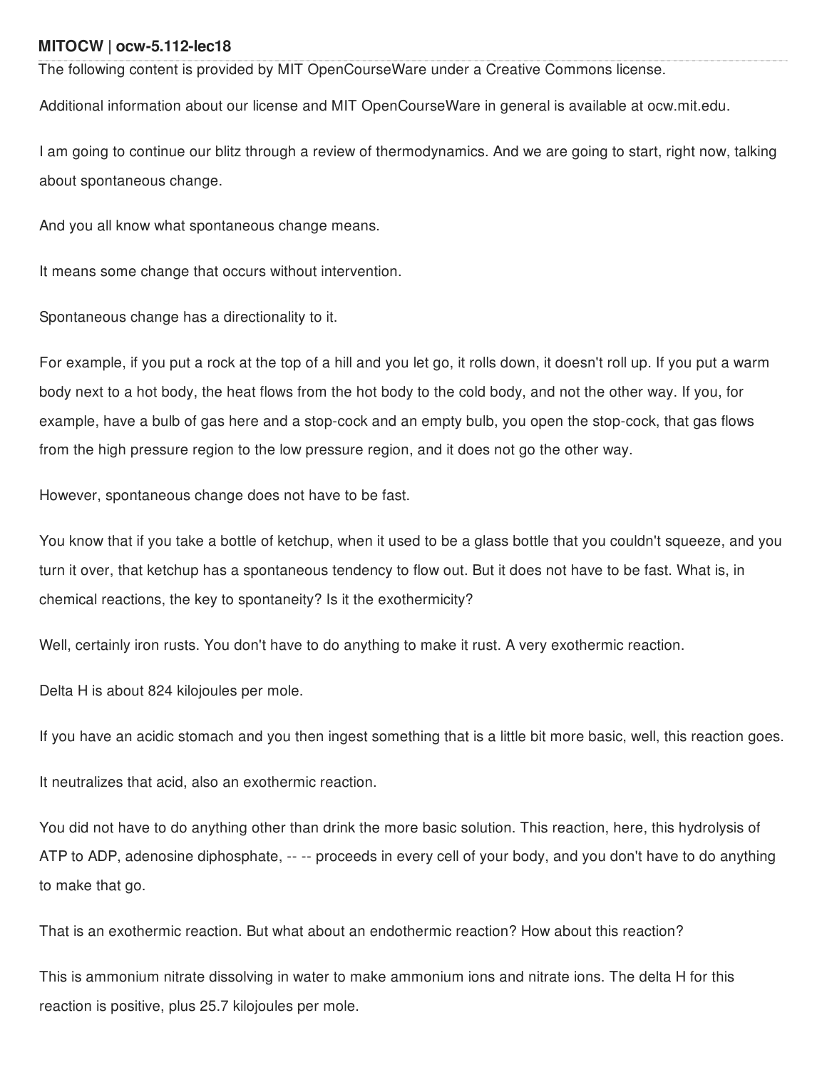**MITOCW | ocw-5.112-lec18**

The following content is provided by MIT OpenCourseWare under a Creative Commons license.

Additional information about our license and MIT OpenCourseWare in general is available at ocw.mit.edu.

I am going to continue our blitz through a review of thermodynamics. And we are going to start, right now, talking about spontaneous change.

And you all know what spontaneous change means.

It means some change that occurs without intervention.

Spontaneous change has a directionality to it.

For example, if you put a rock at the top of a hill and you let go, it rolls down, it doesn't roll up. If you put a warm body next to a hot body, the heat flows from the hot body to the cold body, and not the other way. If you, for example, have a bulb of gas here and a stop-cock and an empty bulb, you open the stop-cock, that gas flows from the high pressure region to the low pressure region, and it does not go the other way.

However, spontaneous change does not have to be fast.

You know that if you take a bottle of ketchup, when it used to be a glass bottle that you couldn't squeeze, and you turn it over, that ketchup has a spontaneous tendency to flow out. But it does not have to be fast. What is, in chemical reactions, the key to spontaneity? Is it the exothermicity?

Well, certainly iron rusts. You don't have to do anything to make it rust. A very exothermic reaction.

Delta H is about 824 kilojoules per mole.

If you have an acidic stomach and you then ingest something that is a little bit more basic, well, this reaction goes.

It neutralizes that acid, also an exothermic reaction.

You did not have to do anything other than drink the more basic solution. This reaction, here, this hydrolysis of ATP to ADP, adenosine diphosphate, -- -- proceeds in every cell of your body, and you don't have to do anything to make that go.

That is an exothermic reaction. But what about an endothermic reaction? How about this reaction?

This is ammonium nitrate dissolving in water to make ammonium ions and nitrate ions. The delta H for this reaction is positive, plus 25.7 kilojoules per mole.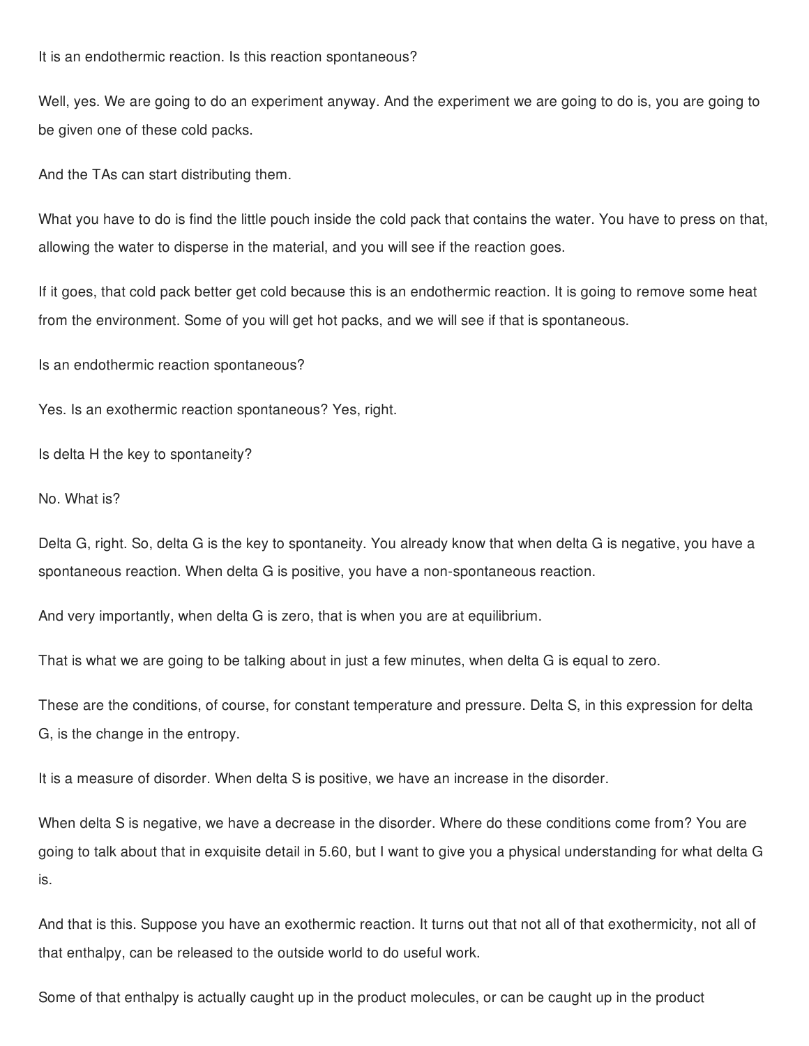It is an endothermic reaction. Is this reaction spontaneous?

Well, yes. We are going to do an experiment anyway. And the experiment we are going to do is, you are going to be given one of these cold packs.

And the TAs can start distributing them.

What you have to do is find the little pouch inside the cold pack that contains the water. You have to press on that, allowing the water to disperse in the material, and you will see if the reaction goes.

If it goes, that cold pack better get cold because this is an endothermic reaction. It is going to remove some heat from the environment. Some of you will get hot packs, and we will see if that is spontaneous.

Is an endothermic reaction spontaneous?

Yes. Is an exothermic reaction spontaneous? Yes, right.

Is delta H the key to spontaneity?

No. What is?

Delta G, right. So, delta G is the key to spontaneity. You already know that when delta G is negative, you have a spontaneous reaction. When delta G is positive, you have a non-spontaneous reaction.

And very importantly, when delta G is zero, that is when you are at equilibrium.

That is what we are going to be talking about in just a few minutes, when delta G is equal to zero.

These are the conditions, of course, for constant temperature and pressure. Delta S, in this expression for delta G, is the change in the entropy.

It is a measure of disorder. When delta S is positive, we have an increase in the disorder.

When delta S is negative, we have a decrease in the disorder. Where do these conditions come from? You are going to talk about that in exquisite detail in 5.60, but I want to give you a physical understanding for what delta G is.

And that is this. Suppose you have an exothermic reaction. It turns out that not all of that exothermicity, not all of that enthalpy, can be released to the outside world to do useful work.

Some of that enthalpy is actually caught up in the product molecules, or can be caught up in the product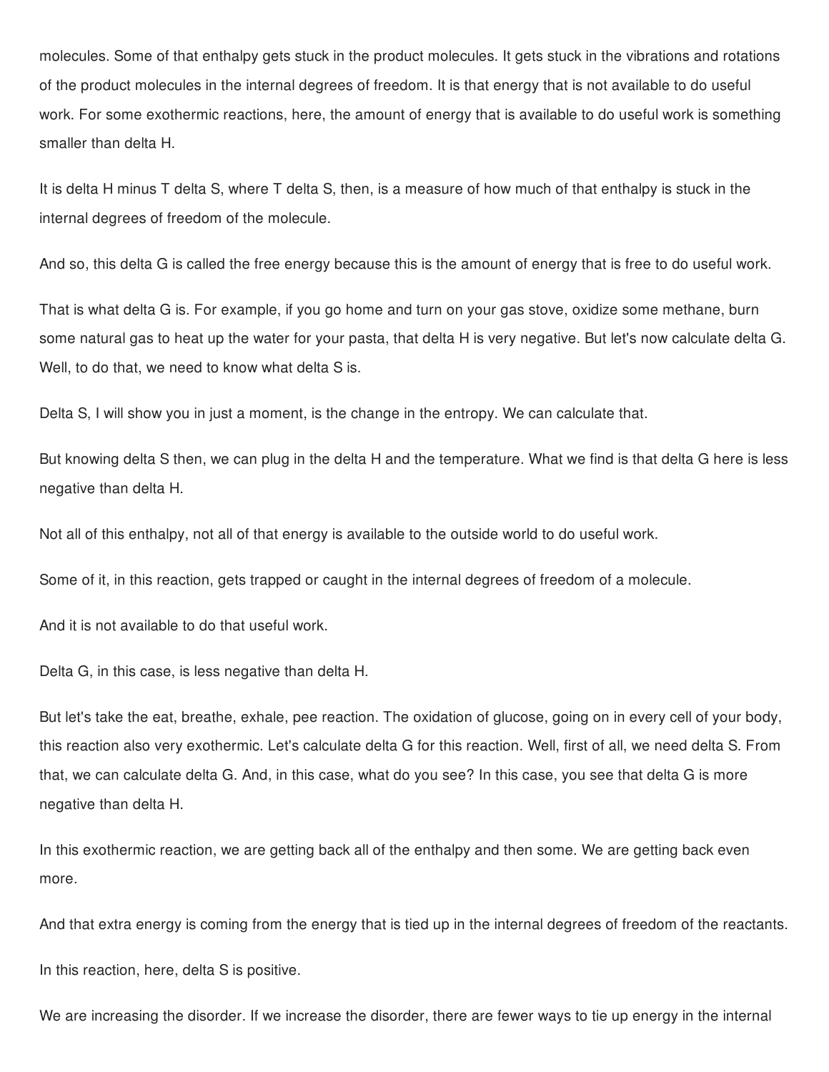molecules. Some of that enthalpy gets stuck in the product molecules. It gets stuck in the vibrations and rotations of the product molecules in the internal degrees of freedom. It is that energy that is not available to do useful work. For some exothermic reactions, here, the amount of energy that is available to do useful work is something smaller than delta H.

It is delta H minus T delta S, where T delta S, then, is a measure of how much of that enthalpy is stuck in the internal degrees of freedom of the molecule.

And so, this delta G is called the free energy because this is the amount of energy that is free to do useful work.

That is what delta G is. For example, if you go home and turn on your gas stove, oxidize some methane, burn some natural gas to heat up the water for your pasta, that delta H is very negative. But let's now calculate delta G. Well, to do that, we need to know what delta S is.

Delta S, I will show you in just a moment, is the change in the entropy. We can calculate that.

But knowing delta S then, we can plug in the delta H and the temperature. What we find is that delta G here is less negative than delta H.

Not all of this enthalpy, not all of that energy is available to the outside world to do useful work.

Some of it, in this reaction, gets trapped or caught in the internal degrees of freedom of a molecule.

And it is not available to do that useful work.

Delta G, in this case, is less negative than delta H.

But let's take the eat, breathe, exhale, pee reaction. The oxidation of glucose, going on in every cell of your body, this reaction also very exothermic. Let's calculate delta G for this reaction. Well, first of all, we need delta S. From that, we can calculate delta G. And, in this case, what do you see? In this case, you see that delta G is more negative than delta H.

In this exothermic reaction, we are getting back all of the enthalpy and then some. We are getting back even more.

And that extra energy is coming from the energy that is tied up in the internal degrees of freedom of the reactants.

In this reaction, here, delta S is positive.

We are increasing the disorder. If we increase the disorder, there are fewer ways to tie up energy in the internal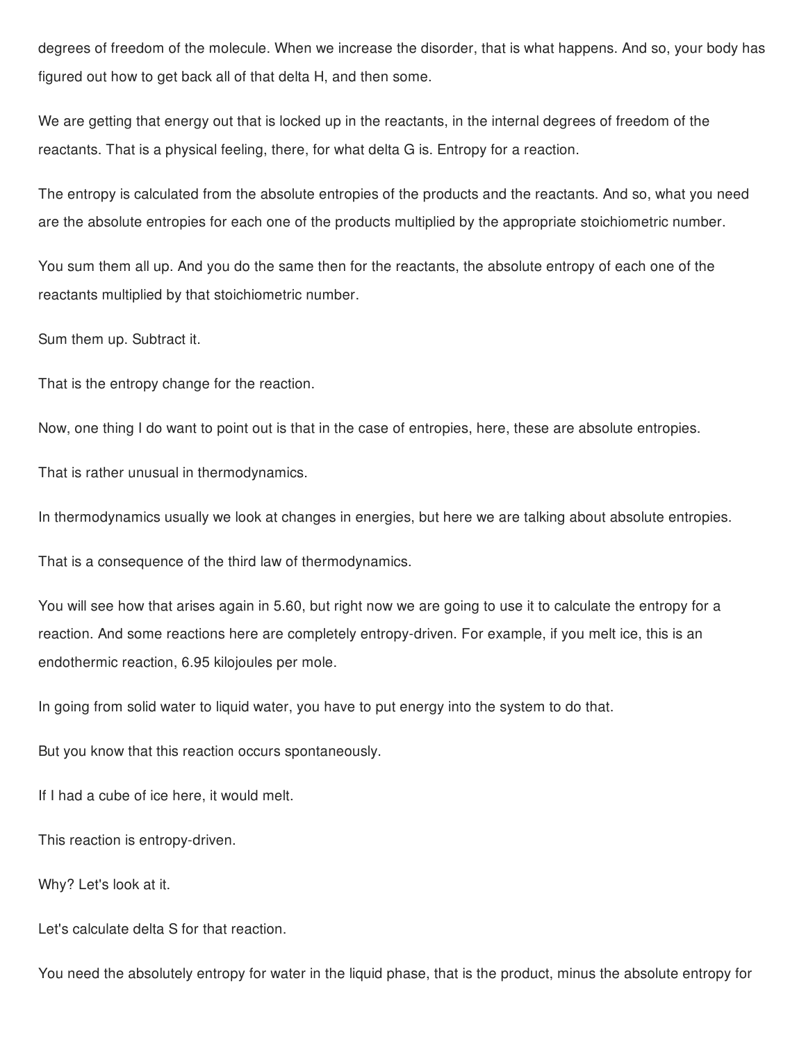degrees of freedom of the molecule. When we increase the disorder, that is what happens. And so, your body has figured out how to get back all of that delta H, and then some.

We are getting that energy out that is locked up in the reactants, in the internal degrees of freedom of the reactants. That is a physical feeling, there, for what delta G is. Entropy for a reaction.

The entropy is calculated from the absolute entropies of the products and the reactants. And so, what you need are the absolute entropies for each one of the products multiplied by the appropriate stoichiometric number.

You sum them all up. And you do the same then for the reactants, the absolute entropy of each one of the reactants multiplied by that stoichiometric number.

Sum them up. Subtract it.

That is the entropy change for the reaction.

Now, one thing I do want to point out is that in the case of entropies, here, these are absolute entropies.

That is rather unusual in thermodynamics.

In thermodynamics usually we look at changes in energies, but here we are talking about absolute entropies.

That is a consequence of the third law of thermodynamics.

You will see how that arises again in 5.60, but right now we are going to use it to calculate the entropy for a reaction. And some reactions here are completely entropy-driven. For example, if you melt ice, this is an endothermic reaction, 6.95 kilojoules per mole.

In going from solid water to liquid water, you have to put energy into the system to do that.

But you know that this reaction occurs spontaneously.

If I had a cube of ice here, it would melt.

This reaction is entropy-driven.

Why? Let's look at it.

Let's calculate delta S for that reaction.

You need the absolutely entropy for water in the liquid phase, that is the product, minus the absolute entropy for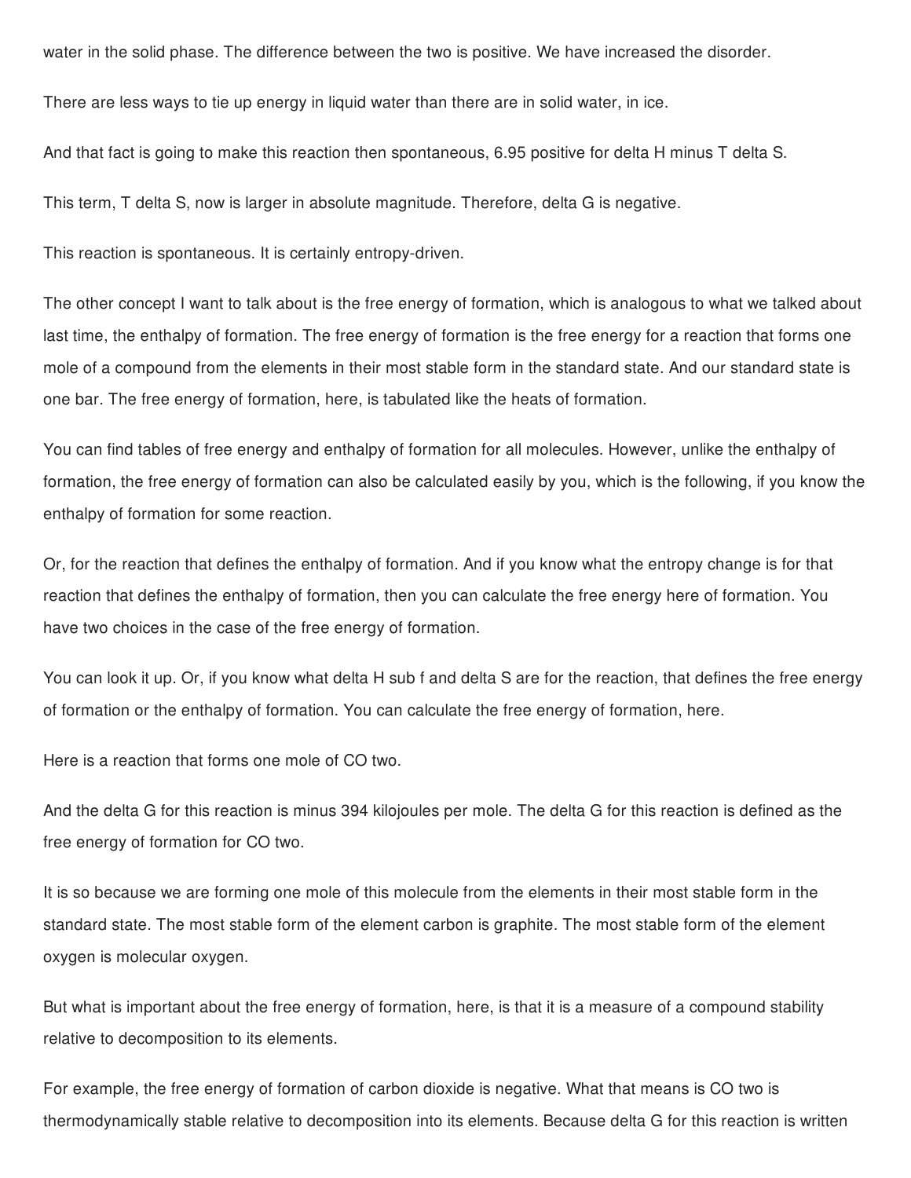water in the solid phase. The difference between the two is positive. We have increased the disorder.

There are less ways to tie up energy in liquid water than there are in solid water, in ice.

And that fact is going to make this reaction then spontaneous, 6.95 positive for delta H minus T delta S.

This term, T delta S, now is larger in absolute magnitude. Therefore, delta G is negative.

This reaction is spontaneous. It is certainly entropy-driven.

The other concept I want to talk about is the free energy of formation, which is analogous to what we talked about last time, the enthalpy of formation. The free energy of formation is the free energy for a reaction that forms one mole of a compound from the elements in their most stable form in the standard state. And our standard state is one bar. The free energy of formation, here, is tabulated like the heats of formation.

You can find tables of free energy and enthalpy of formation for all molecules. However, unlike the enthalpy of formation, the free energy of formation can also be calculated easily by you, which is the following, if you know the enthalpy of formation for some reaction.

Or, for the reaction that defines the enthalpy of formation. And if you know what the entropy change is for that reaction that defines the enthalpy of formation, then you can calculate the free energy here of formation. You have two choices in the case of the free energy of formation.

You can look it up. Or, if you know what delta H sub f and delta S are for the reaction, that defines the free energy of formation or the enthalpy of formation. You can calculate the free energy of formation, here.

Here is a reaction that forms one mole of CO two.

And the delta G for this reaction is minus 394 kilojoules per mole. The delta G for this reaction is defined as the free energy of formation for CO two.

It is so because we are forming one mole of this molecule from the elements in their most stable form in the standard state. The most stable form of the element carbon is graphite. The most stable form of the element oxygen is molecular oxygen.

But what is important about the free energy of formation, here, is that it is a measure of a compound stability relative to decomposition to its elements.

For example, the free energy of formation of carbon dioxide is negative. What that means is CO two is thermodynamically stable relative to decomposition into its elements. Because delta G for this reaction is written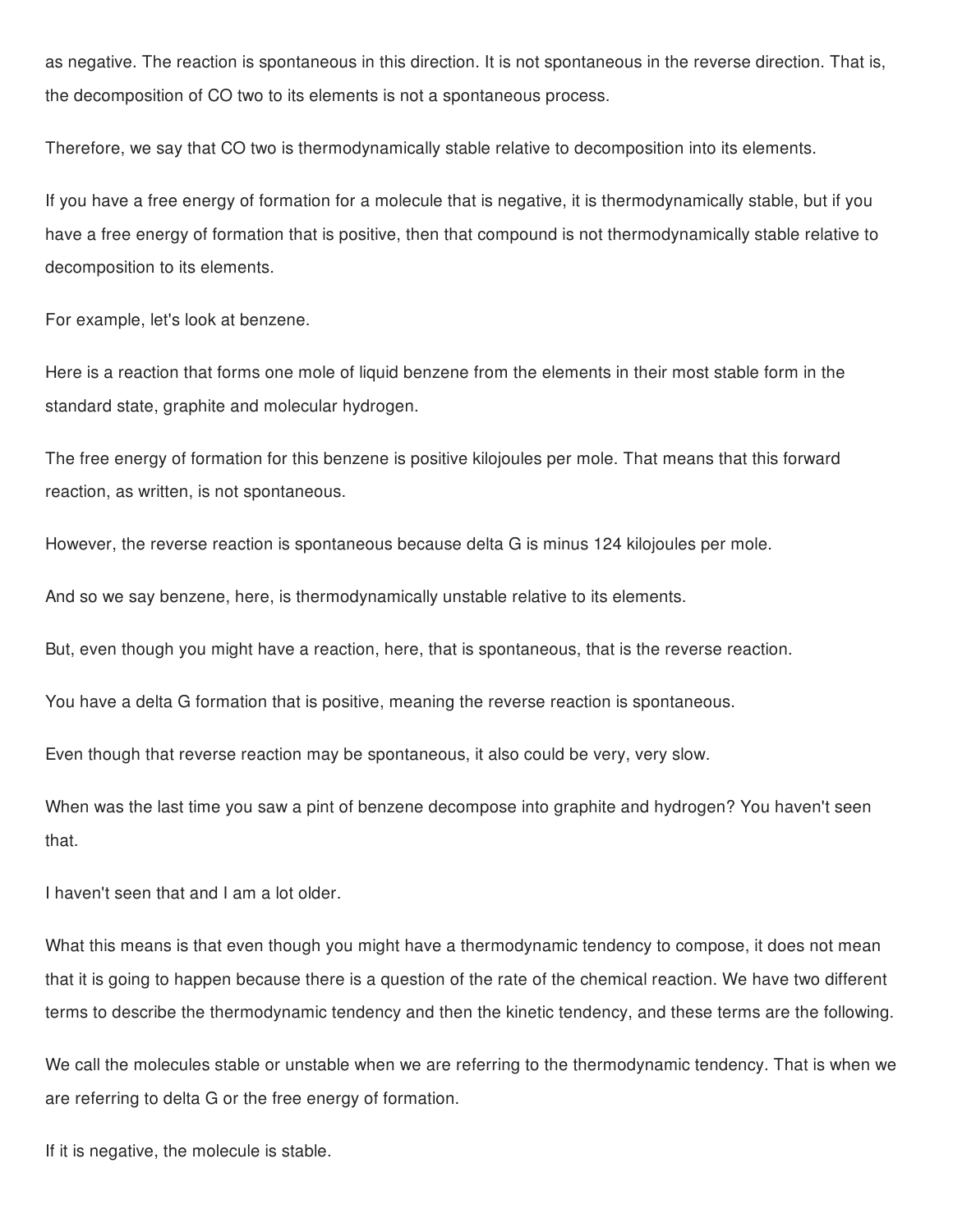as negative. The reaction is spontaneous in this direction. It is not spontaneous in the reverse direction. That is, the decomposition of CO two to its elements is not a spontaneous process.

Therefore, we say that CO two is thermodynamically stable relative to decomposition into its elements.

If you have a free energy of formation for a molecule that is negative, it is thermodynamically stable, but if you have a free energy of formation that is positive, then that compound is not thermodynamically stable relative to decomposition to its elements.

For example, let's look at benzene.

Here is a reaction that forms one mole of liquid benzene from the elements in their most stable form in the standard state, graphite and molecular hydrogen.

The free energy of formation for this benzene is positive kilojoules per mole. That means that this forward reaction, as written, is not spontaneous.

However, the reverse reaction is spontaneous because delta G is minus 124 kilojoules per mole.

And so we say benzene, here, is thermodynamically unstable relative to its elements.

But, even though you might have a reaction, here, that is spontaneous, that is the reverse reaction.

You have a delta G formation that is positive, meaning the reverse reaction is spontaneous.

Even though that reverse reaction may be spontaneous, it also could be very, very slow.

When was the last time you saw a pint of benzene decompose into graphite and hydrogen? You haven't seen that.

I haven't seen that and I am a lot older.

What this means is that even though you might have a thermodynamic tendency to compose, it does not mean that it is going to happen because there is a question of the rate of the chemical reaction. We have two different terms to describe the thermodynamic tendency and then the kinetic tendency, and these terms are the following.

We call the molecules stable or unstable when we are referring to the thermodynamic tendency. That is when we are referring to delta G or the free energy of formation.

If it is negative, the molecule is stable.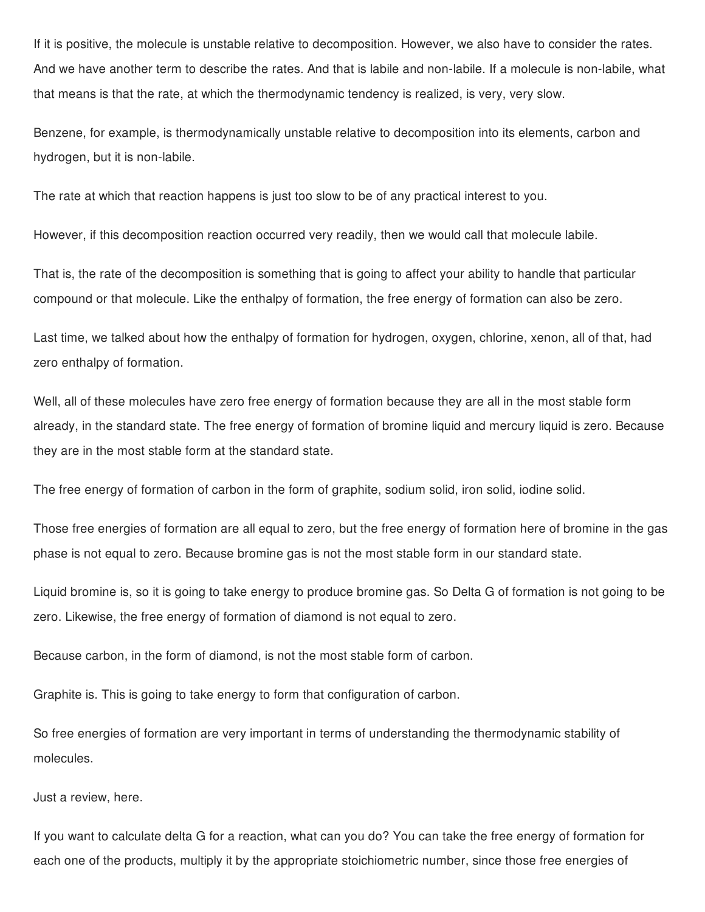If it is positive, the molecule is unstable relative to decomposition. However, we also have to consider the rates. And we have another term to describe the rates. And that is labile and non-labile. If a molecule is non-labile, what that means is that the rate, at which the thermodynamic tendency is realized, is very, very slow.

Benzene, for example, is thermodynamically unstable relative to decomposition into its elements, carbon and hydrogen, but it is non-labile.

The rate at which that reaction happens is just too slow to be of any practical interest to you.

However, if this decomposition reaction occurred very readily, then we would call that molecule labile.

That is, the rate of the decomposition is something that is going to affect your ability to handle that particular compound or that molecule. Like the enthalpy of formation, the free energy of formation can also be zero.

Last time, we talked about how the enthalpy of formation for hydrogen, oxygen, chlorine, xenon, all of that, had zero enthalpy of formation.

Well, all of these molecules have zero free energy of formation because they are all in the most stable form already, in the standard state. The free energy of formation of bromine liquid and mercury liquid is zero. Because they are in the most stable form at the standard state.

The free energy of formation of carbon in the form of graphite, sodium solid, iron solid, iodine solid.

Those free energies of formation are all equal to zero, but the free energy of formation here of bromine in the gas phase is not equal to zero. Because bromine gas is not the most stable form in our standard state.

Liquid bromine is, so it is going to take energy to produce bromine gas. So Delta G of formation is not going to be zero. Likewise, the free energy of formation of diamond is not equal to zero.

Because carbon, in the form of diamond, is not the most stable form of carbon.

Graphite is. This is going to take energy to form that configuration of carbon.

So free energies of formation are very important in terms of understanding the thermodynamic stability of molecules.

Just a review, here.

If you want to calculate delta G for a reaction, what can you do? You can take the free energy of formation for each one of the products, multiply it by the appropriate stoichiometric number, since those free energies of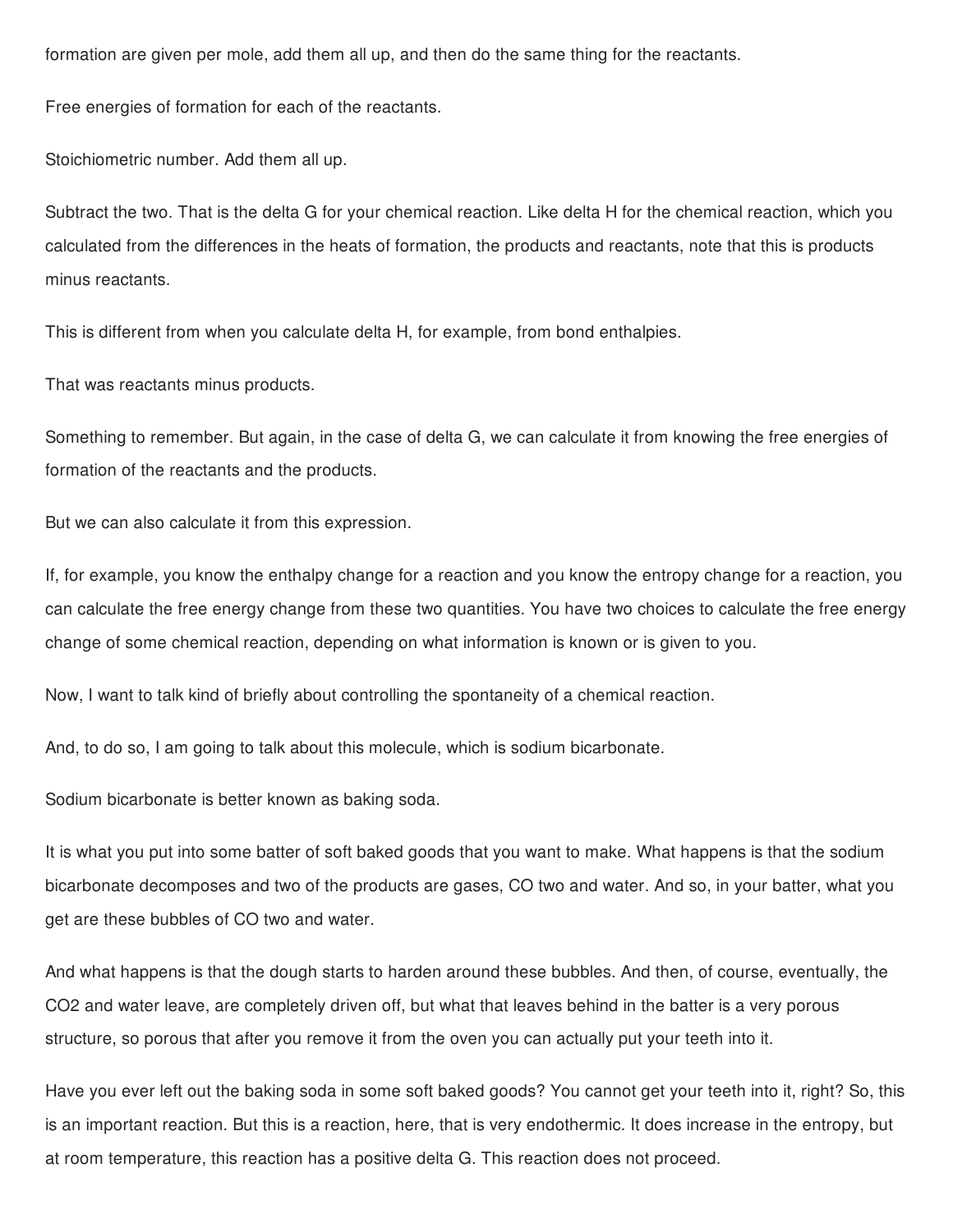formation are given per mole, add them all up, and then do the same thing for the reactants.

Free energies of formation for each of the reactants.

Stoichiometric number. Add them all up.

Subtract the two. That is the delta G for your chemical reaction. Like delta H for the chemical reaction, which you calculated from the differences in the heats of formation, the products and reactants, note that this is products minus reactants.

This is different from when you calculate delta H, for example, from bond enthalpies.

That was reactants minus products.

Something to remember. But again, in the case of delta G, we can calculate it from knowing the free energies of formation of the reactants and the products.

But we can also calculate it from this expression.

If, for example, you know the enthalpy change for a reaction and you know the entropy change for a reaction, you can calculate the free energy change from these two quantities. You have two choices to calculate the free energy change of some chemical reaction, depending on what information is known or is given to you.

Now, I want to talk kind of briefly about controlling the spontaneity of a chemical reaction.

And, to do so, I am going to talk about this molecule, which is sodium bicarbonate.

Sodium bicarbonate is better known as baking soda.

It is what you put into some batter of soft baked goods that you want to make. What happens is that the sodium bicarbonate decomposes and two of the products are gases, CO two and water. And so, in your batter, what you get are these bubbles of CO two and water.

And what happens is that the dough starts to harden around these bubbles. And then, of course, eventually, the $CO_2$ and water leave, are completely driven off, but what that leaves behind in the batter is a very porous structure, so porous that after you remove it from the oven you can actually put your teeth into it.

Have you ever left out the baking soda in some soft baked goods? You cannot get your teeth into it, right? So, this is an important reaction. But this is a reaction, here, that is very endothermic. It does increase in the entropy, but at room temperature, this reaction has a positive delta G. This reaction does not proceed.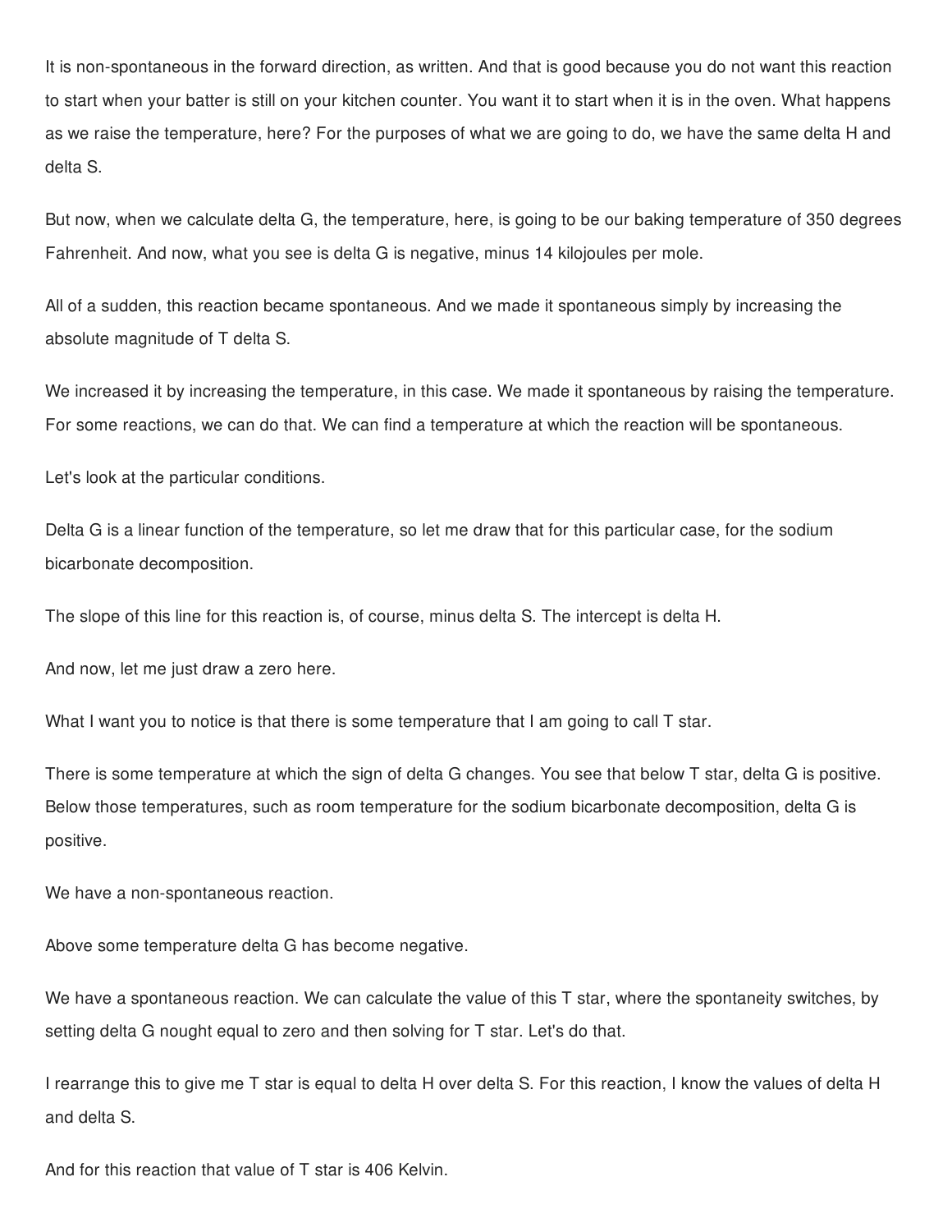It is non-spontaneous in the forward direction, as written. And that is good because you do not want this reaction to start when your batter is still on your kitchen counter. You want it to start when it is in the oven. What happens as we raise the temperature, here? For the purposes of what we are going to do, we have the same delta H and delta S.

But now, when we calculate delta G, the temperature, here, is going to be our baking temperature of 350 degrees Fahrenheit. And now, what you see is delta G is negative, minus 14 kilojoules per mole.

All of a sudden, this reaction became spontaneous. And we made it spontaneous simply by increasing the absolute magnitude of T delta S.

We increased it by increasing the temperature, in this case. We made it spontaneous by raising the temperature. For some reactions, we can do that. We can find a temperature at which the reaction will be spontaneous.

Let's look at the particular conditions.

Delta G is a linear function of the temperature, so let me draw that for this particular case, for the sodium bicarbonate decomposition.

The slope of this line for this reaction is, of course, minus delta S. The intercept is delta H.

And now, let me just draw a zero here.

What I want you to notice is that there is some temperature that I am going to call T star.

There is some temperature at which the sign of delta G changes. You see that below T star, delta G is positive. Below those temperatures, such as room temperature for the sodium bicarbonate decomposition, delta G is positive.

We have a non-spontaneous reaction.

Above some temperature delta G has become negative.

We have a spontaneous reaction. We can calculate the value of this T star, where the spontaneity switches, by setting delta G nought equal to zero and then solving for T star. Let's do that.

I rearrange this to give me T star is equal to delta H over delta S. For this reaction, I know the values of delta H and delta S.

And for this reaction that value of T star is 406 Kelvin.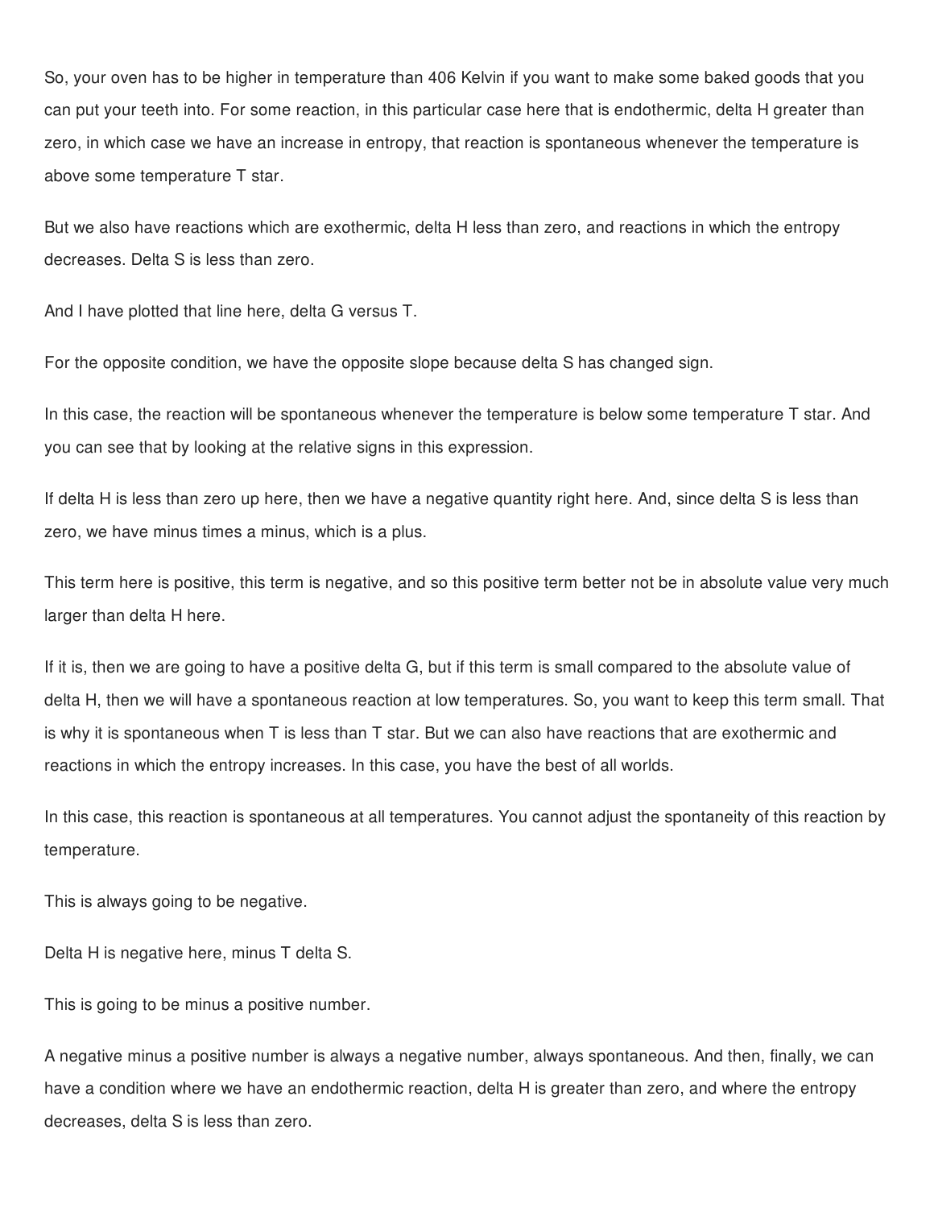So, your oven has to be higher in temperature than 406 Kelvin if you want to make some baked goods that you can put your teeth into. For some reaction, in this particular case here that is endothermic, delta H greater than zero, in which case we have an increase in entropy, that reaction is spontaneous whenever the temperature is above some temperature T star.

But we also have reactions which are exothermic, delta H less than zero, and reactions in which the entropy decreases. Delta S is less than zero.

And I have plotted that line here, delta G versus T.

For the opposite condition, we have the opposite slope because delta S has changed sign.

In this case, the reaction will be spontaneous whenever the temperature is below some temperature T star. And you can see that by looking at the relative signs in this expression.

If delta H is less than zero up here, then we have a negative quantity right here. And, since delta S is less than zero, we have minus times a minus, which is a plus.

This term here is positive, this term is negative, and so this positive term better not be in absolute value very much larger than delta H here.

If it is, then we are going to have a positive delta G, but if this term is small compared to the absolute value of delta H, then we will have a spontaneous reaction at low temperatures. So, you want to keep this term small. That is why it is spontaneous when T is less than T star. But we can also have reactions that are exothermic and reactions in which the entropy increases. In this case, you have the best of all worlds.

In this case, this reaction is spontaneous at all temperatures. You cannot adjust the spontaneity of this reaction by temperature.

This is always going to be negative.

Delta H is negative here, minus T delta S.

This is going to be minus a positive number.

A negative minus a positive number is always a negative number, always spontaneous. And then, finally, we can have a condition where we have an endothermic reaction, delta H is greater than zero, and where the entropy decreases, delta S is less than zero.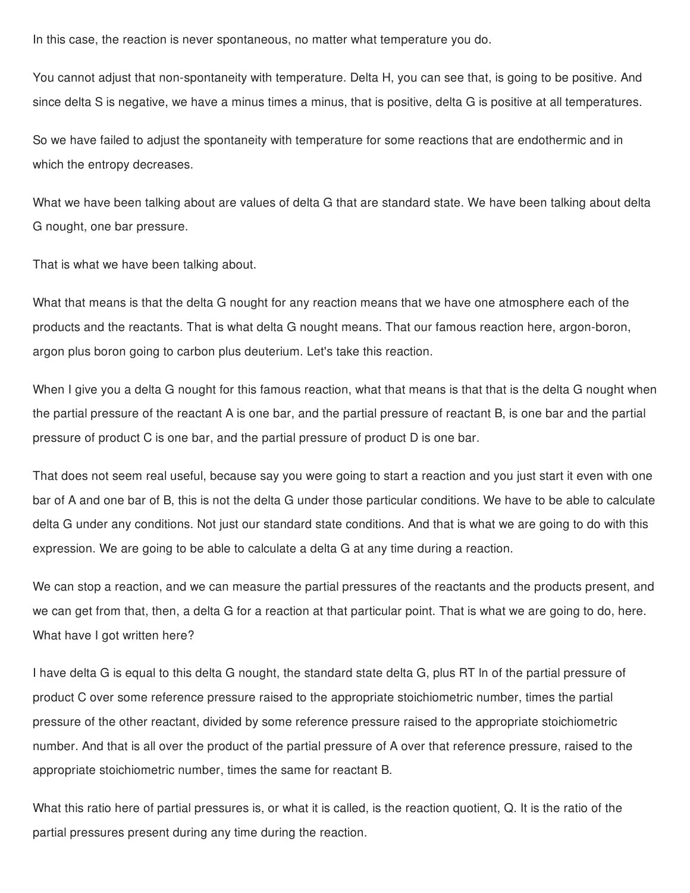In this case, the reaction is never spontaneous, no matter what temperature you do.

You cannot adjust that non-spontaneity with temperature. Delta H, you can see that, is going to be positive. And since delta S is negative, we have a minus times a minus, that is positive, delta G is positive at all temperatures.

So we have failed to adjust the spontaneity with temperature for some reactions that are endothermic and in which the entropy decreases.

What we have been talking about are values of delta G that are standard state. We have been talking about delta G nought, one bar pressure.

That is what we have been talking about.

What that means is that the delta G nought for any reaction means that we have one atmosphere each of the products and the reactants. That is what delta G nought means. That our famous reaction here, argon-boron, argon plus boron going to carbon plus deuterium. Let's take this reaction.

When I give you a delta G nought for this famous reaction, what that means is that that is the delta G nought when the partial pressure of the reactant A is one bar, and the partial pressure of reactant B, is one bar and the partial pressure of product C is one bar, and the partial pressure of product D is one bar.

That does not seem real useful, because say you were going to start a reaction and you just start it even with one bar of A and one bar of B, this is not the delta G under those particular conditions. We have to be able to calculate delta G under any conditions. Not just our standard state conditions. And that is what we are going to do with this expression. We are going to be able to calculate a delta G at any time during a reaction.

We can stop a reaction, and we can measure the partial pressures of the reactants and the products present, and we can get from that, then, a delta G for a reaction at that particular point. That is what we are going to do, here. What have I got written here?

I have delta G is equal to this delta G nought, the standard state delta G, plus RT ln of the partial pressure of product C over some reference pressure raised to the appropriate stoichiometric number, times the partial pressure of the other reactant, divided by some reference pressure raised to the appropriate stoichiometric number. And that is all over the product of the partial pressure of A over that reference pressure, raised to the appropriate stoichiometric number, times the same for reactant B.

What this ratio here of partial pressures is, or what it is called, is the reaction quotient, Q. It is the ratio of the partial pressures present during any time during the reaction.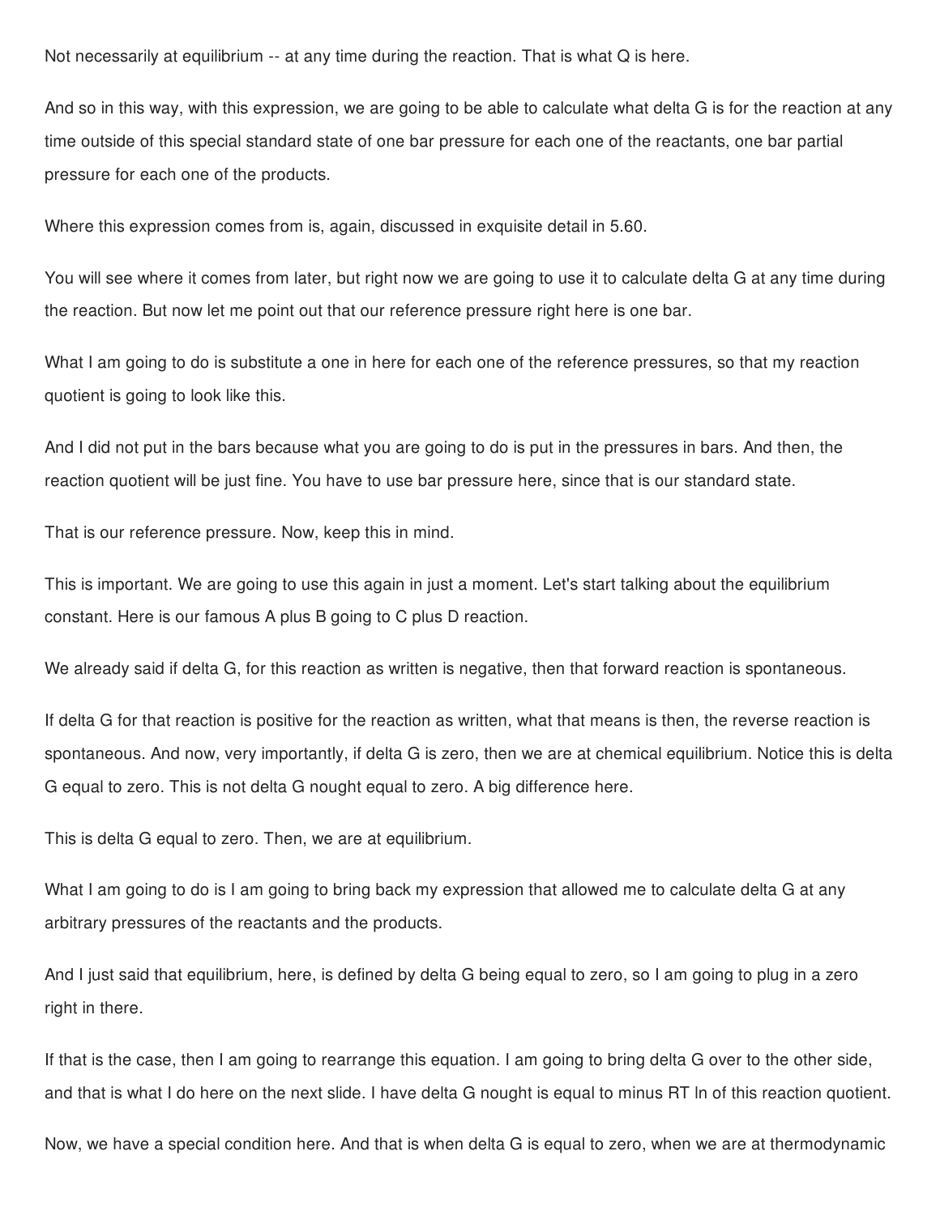Not necessarily at equilibrium -- at any time during the reaction. That is what Q is here.

And so in this way, with this expression, we are going to be able to calculate what delta G is for the reaction at any time outside of this special standard state of one bar pressure for each one of the reactants, one bar partial pressure for each one of the products.

Where this expression comes from is, again, discussed in exquisite detail in 5.60.

You will see where it comes from later, but right now we are going to use it to calculate delta G at any time during the reaction. But now let me point out that our reference pressure right here is one bar.

What I am going to do is substitute a one in here for each one of the reference pressures, so that my reaction quotient is going to look like this.

And I did not put in the bars because what you are going to do is put in the pressures in bars. And then, the reaction quotient will be just fine. You have to use bar pressure here, since that is our standard state.

That is our reference pressure. Now, keep this in mind.

This is important. We are going to use this again in just a moment. Let's start talking about the equilibrium constant. Here is our famous A plus B going to C plus D reaction.

We already said if delta G, for this reaction as written is negative, then that forward reaction is spontaneous.

If delta G for that reaction is positive for the reaction as written, what that means is then, the reverse reaction is spontaneous. And now, very importantly, if delta G is zero, then we are at chemical equilibrium. Notice this is delta G equal to zero. This is not delta G nought equal to zero. A big difference here.

This is delta G equal to zero. Then, we are at equilibrium.

What I am going to do is I am going to bring back my expression that allowed me to calculate delta G at any arbitrary pressures of the reactants and the products.

And I just said that equilibrium, here, is defined by delta G being equal to zero, so I am going to plug in a zero right in there.

If that is the case, then I am going to rearrange this equation. I am going to bring delta G over to the other side, and that is what I do here on the next slide. I have delta G nought is equal to minus RT ln of this reaction quotient.

Now, we have a special condition here. And that is when delta G is equal to zero, when we are at thermodynamic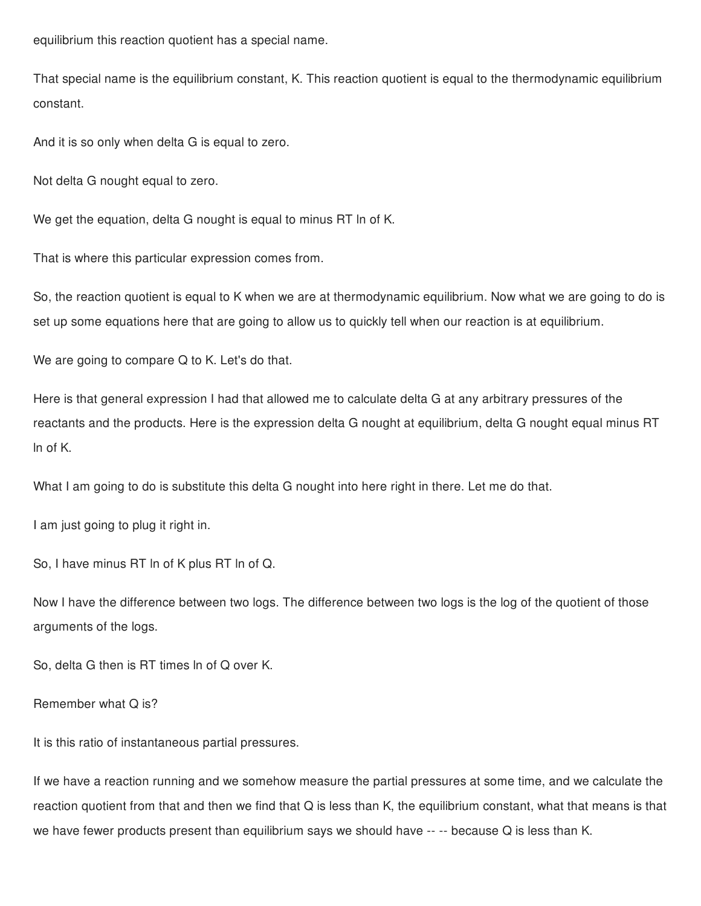equilibrium this reaction quotient has a special name.

That special name is the equilibrium constant, K. This reaction quotient is equal to the thermodynamic equilibrium constant.

And it is so only when delta G is equal to zero.

Not delta G nought equal to zero.

We get the equation, delta G nought is equal to minus RT ln of K.

That is where this particular expression comes from.

So, the reaction quotient is equal to K when we are at thermodynamic equilibrium. Now what we are going to do is set up some equations here that are going to allow us to quickly tell when our reaction is at equilibrium.

We are going to compare Q to K. Let's do that.

Here is that general expression I had that allowed me to calculate delta G at any arbitrary pressures of the reactants and the products. Here is the expression delta G nought at equilibrium, delta G nought equal minus RT ln of K.

What I am going to do is substitute this delta G nought into here right in there. Let me do that.

I am just going to plug it right in.

So, I have minus RT ln of K plus RT ln of Q.

Now I have the difference between two logs. The difference between two logs is the log of the quotient of those arguments of the logs.

So, delta G then is RT times ln of Q over K.

Remember what Q is?

It is this ratio of instantaneous partial pressures.

If we have a reaction running and we somehow measure the partial pressures at some time, and we calculate the reaction quotient from that and then we find that Q is less than K, the equilibrium constant, what that means is that we have fewer products present than equilibrium says we should have -- -- because Q is less than K.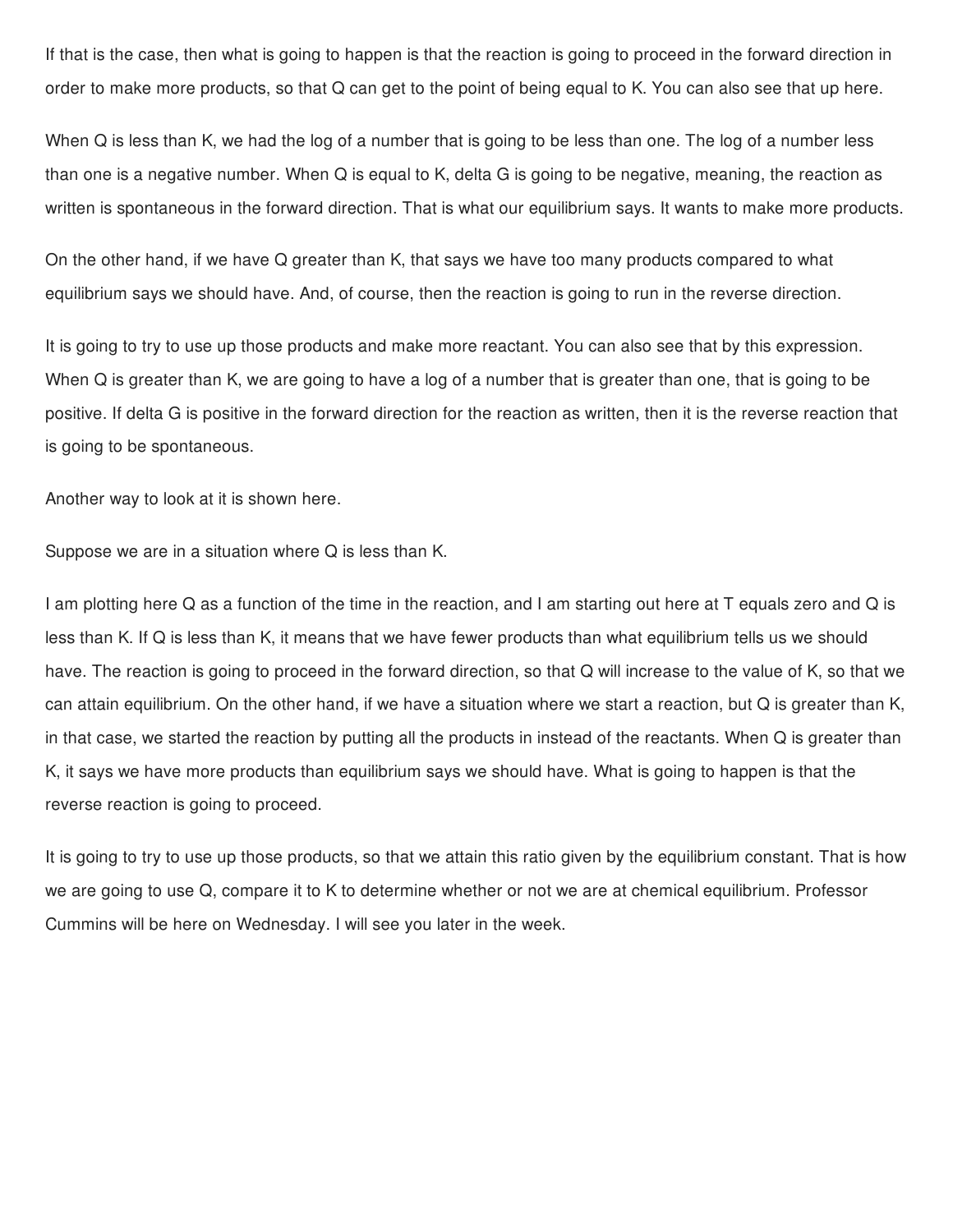If that is the case, then what is going to happen is that the reaction is going to proceed in the forward direction in order to make more products, so that Q can get to the point of being equal to K. You can also see that up here.

When Q is less than K, we had the log of a number that is going to be less than one. The log of a number less than one is a negative number. When Q is equal to K, delta G is going to be negative, meaning, the reaction as written is spontaneous in the forward direction. That is what our equilibrium says. It wants to make more products.

On the other hand, if we have Q greater than K, that says we have too many products compared to what equilibrium says we should have. And, of course, then the reaction is going to run in the reverse direction.

It is going to try to use up those products and make more reactant. You can also see that by this expression. When Q is greater than K, we are going to have a log of a number that is greater than one, that is going to be positive. If delta G is positive in the forward direction for the reaction as written, then it is the reverse reaction that is going to be spontaneous.

Another way to look at it is shown here.

Suppose we are in a situation where Q is less than K.

I am plotting here Q as a function of the time in the reaction, and I am starting out here at T equals zero and Q is less than K. If Q is less than K, it means that we have fewer products than what equilibrium tells us we should have. The reaction is going to proceed in the forward direction, so that Q will increase to the value of K, so that we can attain equilibrium. On the other hand, if we have a situation where we start a reaction, but Q is greater than K, in that case, we started the reaction by putting all the products in instead of the reactants. When Q is greater than K, it says we have more products than equilibrium says we should have. What is going to happen is that the reverse reaction is going to proceed.

It is going to try to use up those products, so that we attain this ratio given by the equilibrium constant. That is how we are going to use Q, compare it to K to determine whether or not we are at chemical equilibrium. Professor Cummins will be here on Wednesday. I will see you later in the week.